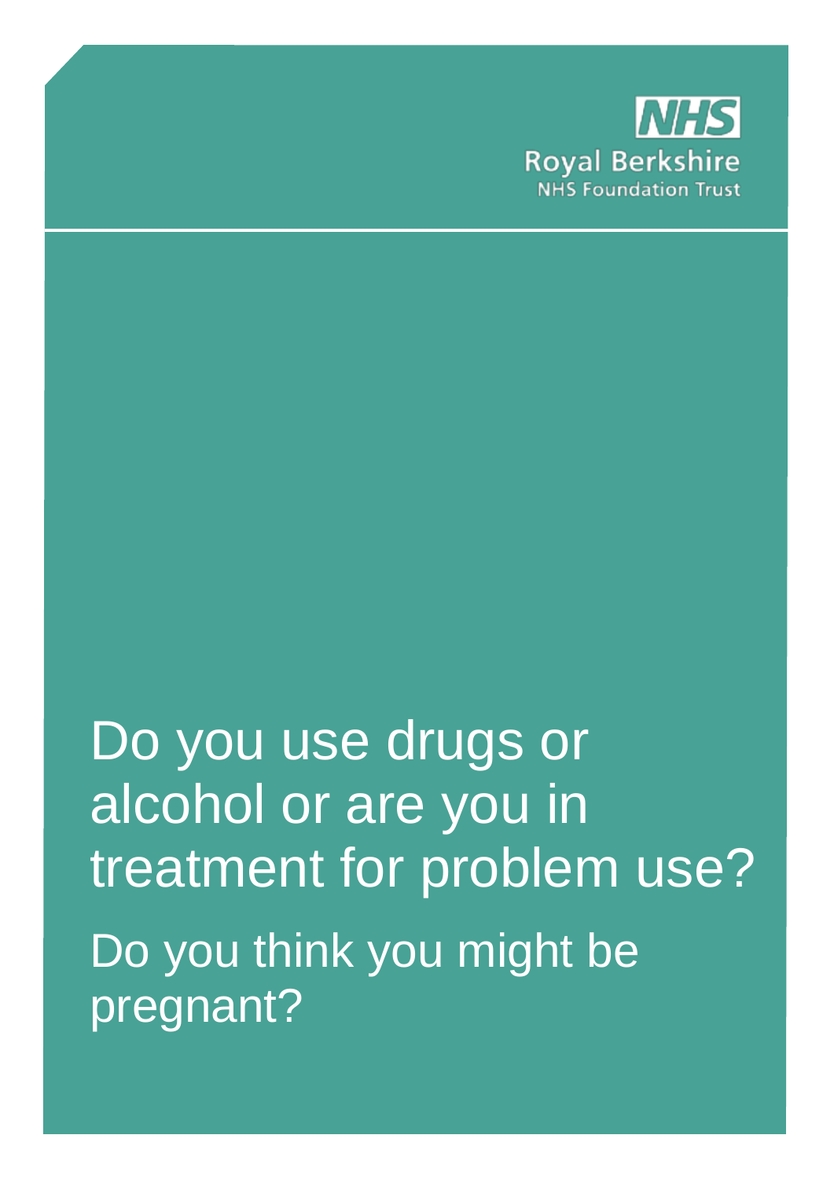NHS
Royal Berkshire
NHS Foundation Trust

# Do you use drugs or alcohol or are you in treatment for problem use?

## Do you think you might be pregnant?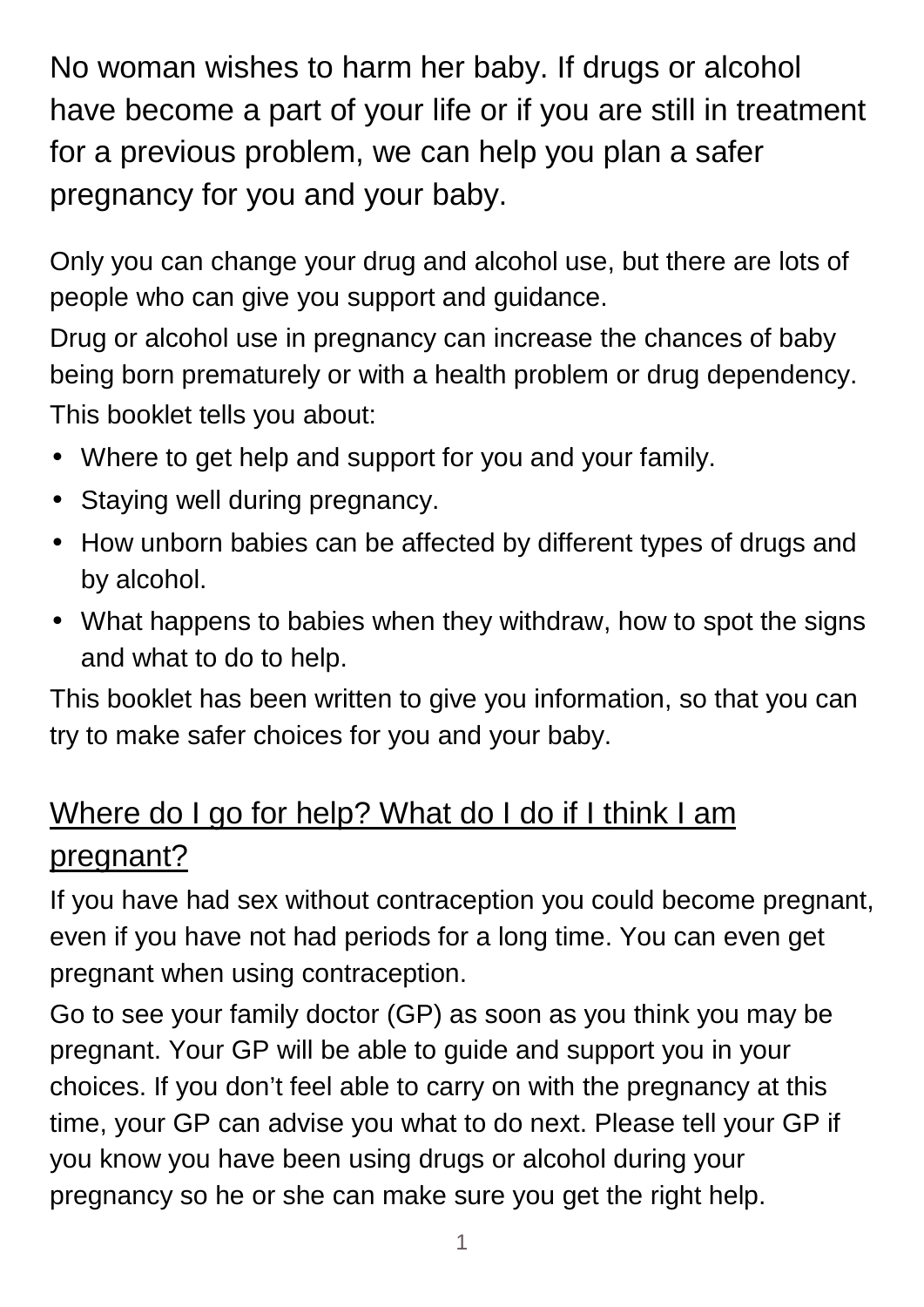No woman wishes to harm her baby. If drugs or alcohol have become a part of your life or if you are still in treatment for a previous problem, we can help you plan a safer pregnancy for you and your baby.

Only you can change your drug and alcohol use, but there are lots of people who can give you support and guidance.

Drug or alcohol use in pregnancy can increase the chances of baby being born prematurely or with a health problem or drug dependency.

This booklet tells you about:

- Where to get help and support for you and your family.
- Staying well during pregnancy.
- How unborn babies can be affected by different types of drugs and by alcohol.
- What happens to babies when they withdraw, how to spot the signs and what to do to help.

This booklet has been written to give you information, so that you can try to make safer choices for you and your baby.

## <u>Where do I go for help? What do I do if I think I am pregnant?</u>

If you have had sex without contraception you could become pregnant, even if you have not had periods for a long time. You can even get pregnant when using contraception.

Go to see your family doctor (GP) as soon as you think you may be pregnant. Your GP will be able to guide and support you in your choices. If you don't feel able to carry on with the pregnancy at this time, your GP can advise you what to do next. Please tell your GP if you know you have been using drugs or alcohol during your pregnancy so he or she can make sure you get the right help.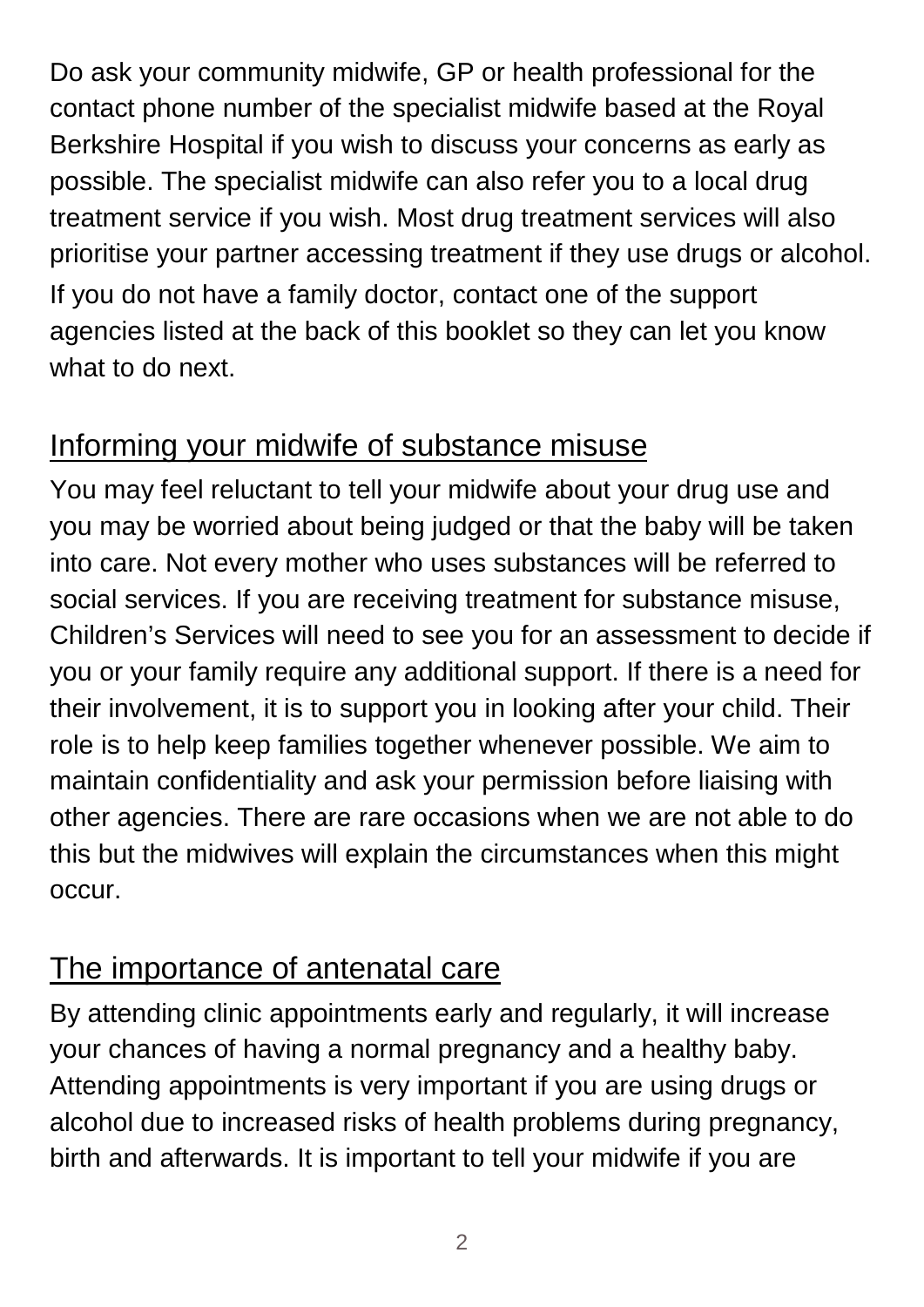Do ask your community midwife, GP or health professional for the contact phone number of the specialist midwife based at the Royal Berkshire Hospital if you wish to discuss your concerns as early as possible. The specialist midwife can also refer you to a local drug treatment service if you wish. Most drug treatment services will also prioritise your partner accessing treatment if they use drugs or alcohol. If you do not have a family doctor, contact one of the support agencies listed at the back of this booklet so they can let you know what to do next.

## Informing your midwife of substance misuse

You may feel reluctant to tell your midwife about your drug use and you may be worried about being judged or that the baby will be taken into care. Not every mother who uses substances will be referred to social services. If you are receiving treatment for substance misuse, Children's Services will need to see you for an assessment to decide if you or your family require any additional support. If there is a need for their involvement, it is to support you in looking after your child. Their role is to help keep families together whenever possible. We aim to maintain confidentiality and ask your permission before liaising with other agencies. There are rare occasions when we are not able to do this but the midwives will explain the circumstances when this might occur.

## The importance of antenatal care

By attending clinic appointments early and regularly, it will increase your chances of having a normal pregnancy and a healthy baby. Attending appointments is very important if you are using drugs or alcohol due to increased risks of health problems during pregnancy, birth and afterwards. It is important to tell your midwife if you are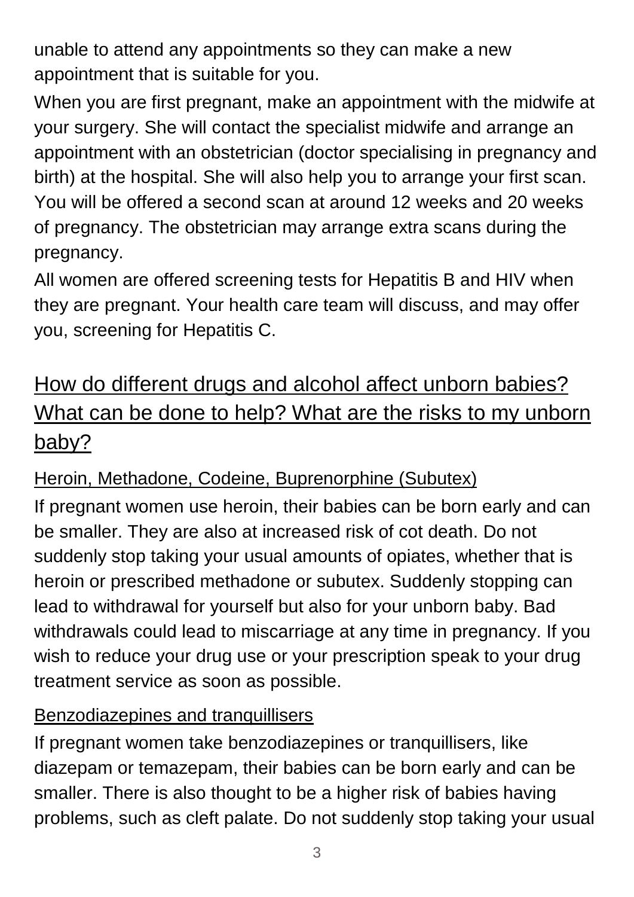unable to attend any appointments so they can make a new appointment that is suitable for you.

When you are first pregnant, make an appointment with the midwife at your surgery. She will contact the specialist midwife and arrange an appointment with an obstetrician (doctor specialising in pregnancy and birth) at the hospital. She will also help you to arrange your first scan. You will be offered a second scan at around 12 weeks and 20 weeks of pregnancy. The obstetrician may arrange extra scans during the pregnancy.

All women are offered screening tests for Hepatitis B and HIV when they are pregnant. Your health care team will discuss, and may offer you, screening for Hepatitis C.

## How do different drugs and alcohol affect unborn babies? What can be done to help? What are the risks to my unborn baby?

### Heroin, Methadone, Codeine, Buprenorphine (Subutex)

If pregnant women use heroin, their babies can be born early and can be smaller. They are also at increased risk of cot death. Do not suddenly stop taking your usual amounts of opiates, whether that is heroin or prescribed methadone or subutex. Suddenly stopping can lead to withdrawal for yourself but also for your unborn baby. Bad withdrawals could lead to miscarriage at any time in pregnancy. If you wish to reduce your drug use or your prescription speak to your drug treatment service as soon as possible.

### Benzodiazepines and tranquillisers

If pregnant women take benzodiazepines or tranquillisers, like diazepam or temazepam, their babies can be born early and can be smaller. There is also thought to be a higher risk of babies having problems, such as cleft palate. Do not suddenly stop taking your usual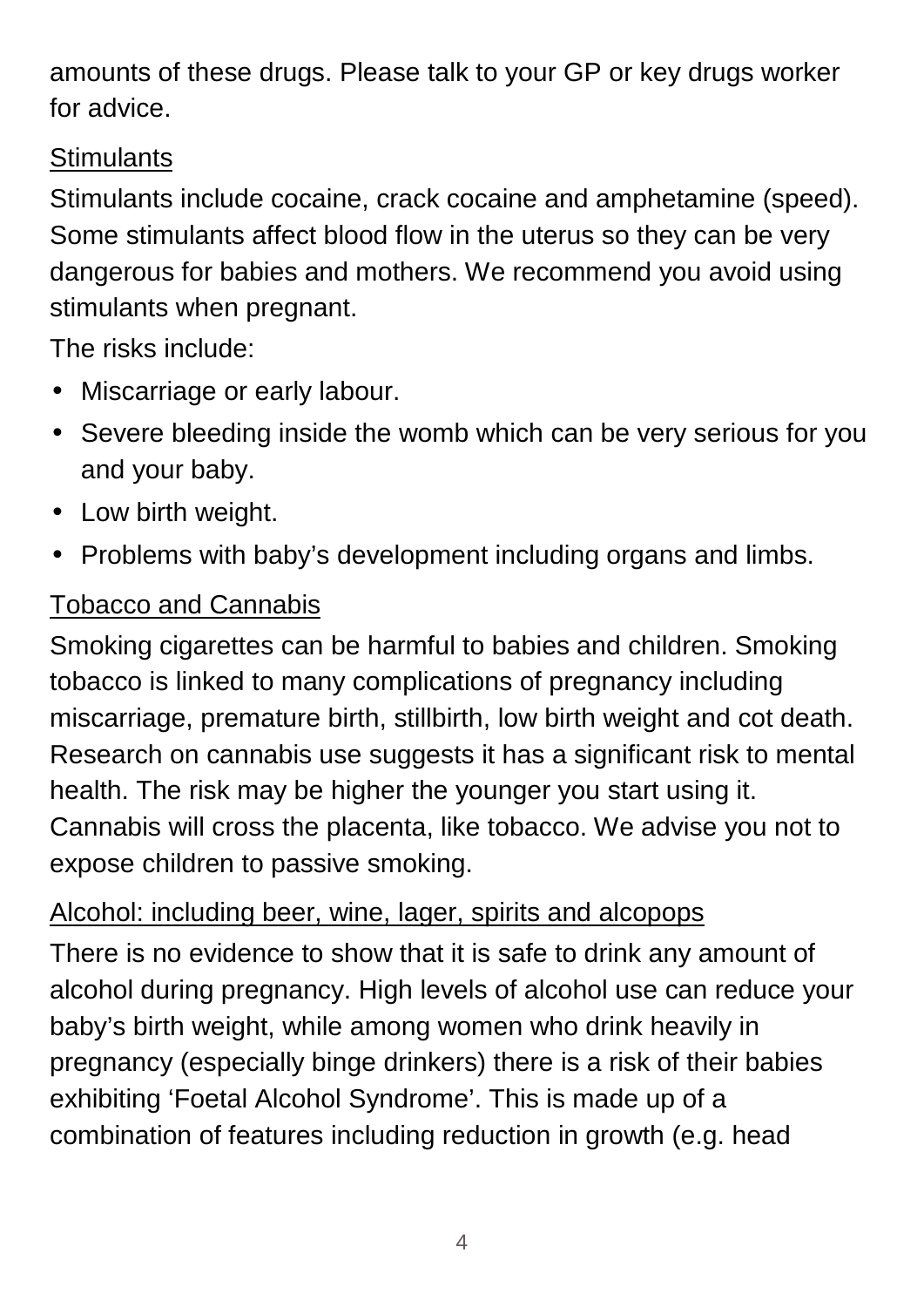amounts of these drugs. Please talk to your GP or key drugs worker for advice.

### Stimulants

Stimulants include cocaine, crack cocaine and amphetamine (speed). Some stimulants affect blood flow in the uterus so they can be very dangerous for babies and mothers. We recommend you avoid using stimulants when pregnant.

The risks include:

- Miscarriage or early labour.
- Severe bleeding inside the womb which can be very serious for you and your baby.
- Low birth weight.
- Problems with baby's development including organs and limbs.

### Tobacco and Cannabis

Smoking cigarettes can be harmful to babies and children. Smoking tobacco is linked to many complications of pregnancy including miscarriage, premature birth, stillbirth, low birth weight and cot death. Research on cannabis use suggests it has a significant risk to mental health. The risk may be higher the younger you start using it. Cannabis will cross the placenta, like tobacco. We advise you not to expose children to passive smoking.

### Alcohol: including beer, wine, lager, spirits and alcopops

There is no evidence to show that it is safe to drink any amount of alcohol during pregnancy. High levels of alcohol use can reduce your baby's birth weight, while among women who drink heavily in pregnancy (especially binge drinkers) there is a risk of their babies exhibiting 'Foetal Alcohol Syndrome'. This is made up of a combination of features including reduction in growth (e.g. head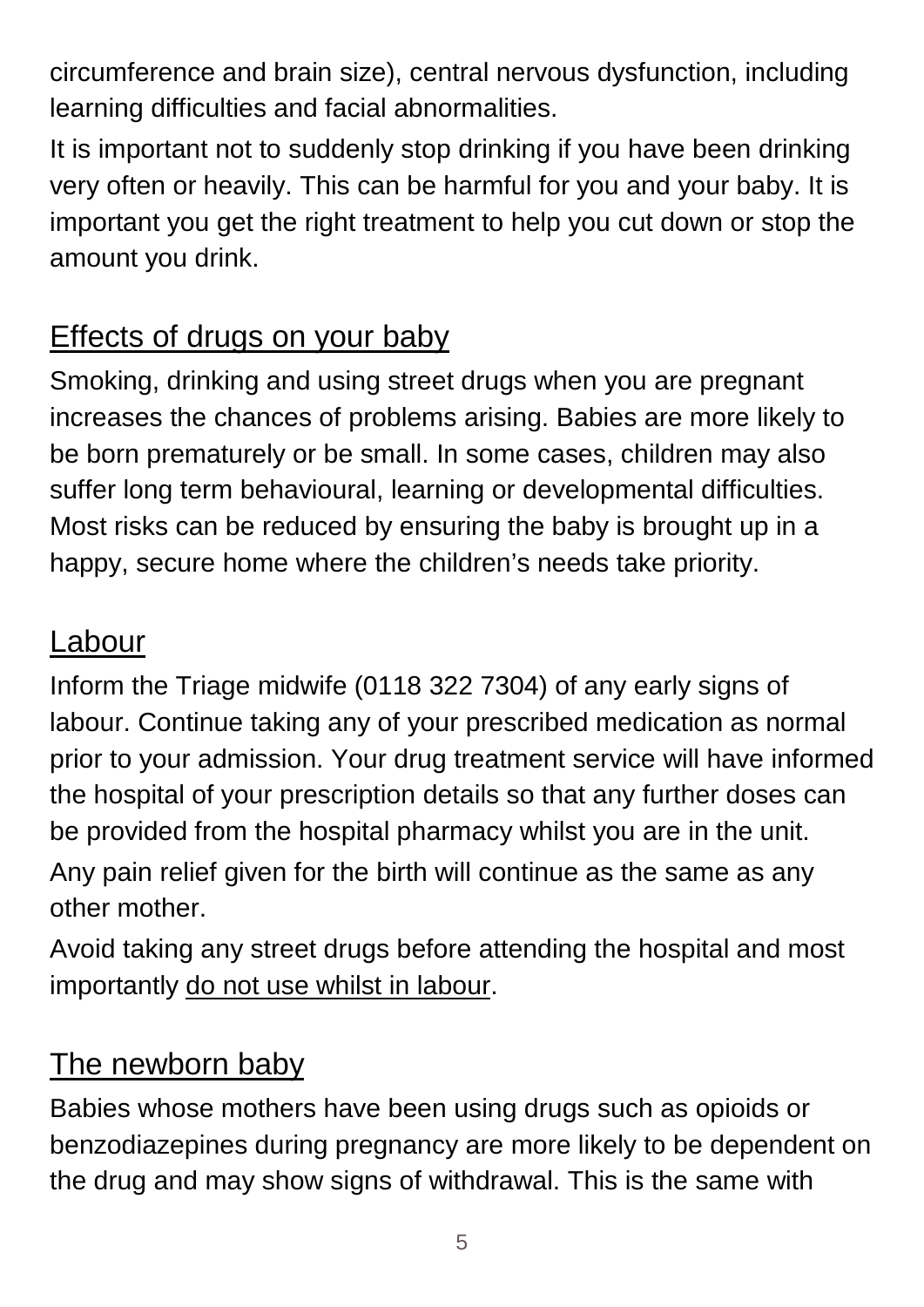circumference and brain size), central nervous dysfunction, including learning difficulties and facial abnormalities.

It is important not to suddenly stop drinking if you have been drinking very often or heavily. This can be harmful for you and your baby. It is important you get the right treatment to help you cut down or stop the amount you drink.

## Effects of drugs on your baby

Smoking, drinking and using street drugs when you are pregnant increases the chances of problems arising. Babies are more likely to be born prematurely or be small. In some cases, children may also suffer long term behavioural, learning or developmental difficulties. Most risks can be reduced by ensuring the baby is brought up in a happy, secure home where the children's needs take priority.

## Labour

Inform the Triage midwife (0118 322 7304) of any early signs of labour. Continue taking any of your prescribed medication as normal prior to your admission. Your drug treatment service will have informed the hospital of your prescription details so that any further doses can be provided from the hospital pharmacy whilst you are in the unit.

Any pain relief given for the birth will continue as the same as any other mother.

Avoid taking any street drugs before attending the hospital and most importantly do not use whilst in labour.

## The newborn baby

Babies whose mothers have been using drugs such as opioids or benzodiazepines during pregnancy are more likely to be dependent on the drug and may show signs of withdrawal. This is the same with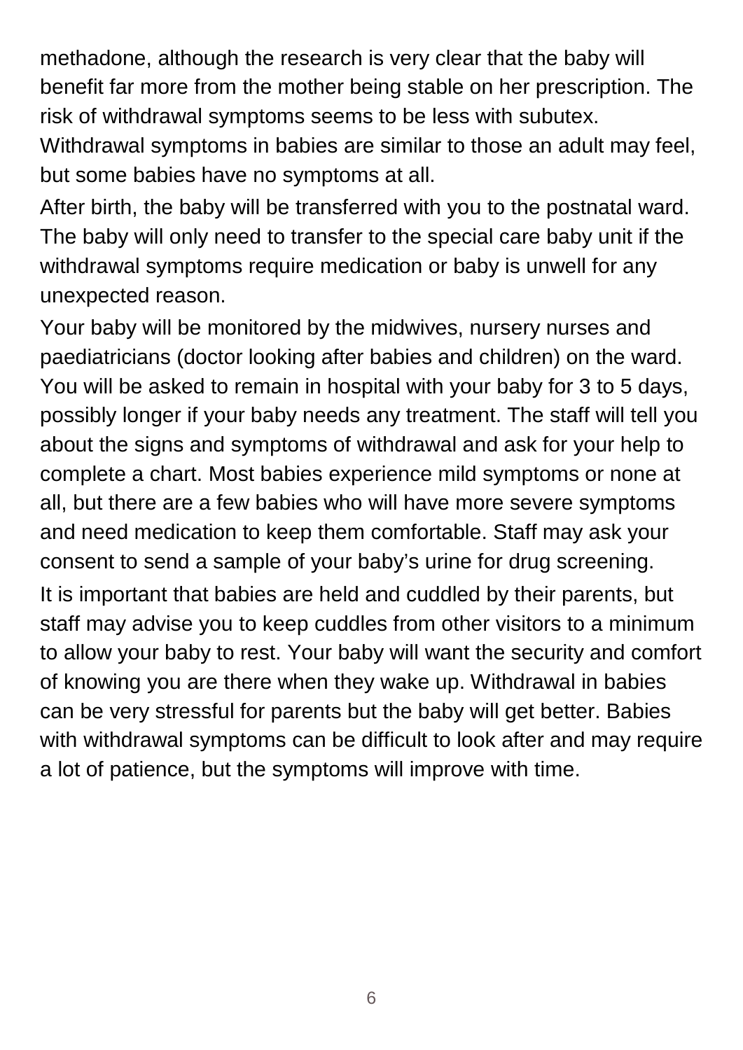methadone, although the research is very clear that the baby will benefit far more from the mother being stable on her prescription. The risk of withdrawal symptoms seems to be less with subutex. Withdrawal symptoms in babies are similar to those an adult may feel, but some babies have no symptoms at all.

After birth, the baby will be transferred with you to the postnatal ward. The baby will only need to transfer to the special care baby unit if the withdrawal symptoms require medication or baby is unwell for any unexpected reason.

Your baby will be monitored by the midwives, nursery nurses and paediatricians (doctor looking after babies and children) on the ward. You will be asked to remain in hospital with your baby for 3 to 5 days, possibly longer if your baby needs any treatment. The staff will tell you about the signs and symptoms of withdrawal and ask for your help to complete a chart. Most babies experience mild symptoms or none at all, but there are a few babies who will have more severe symptoms and need medication to keep them comfortable. Staff may ask your consent to send a sample of your baby's urine for drug screening.

It is important that babies are held and cuddled by their parents, but staff may advise you to keep cuddles from other visitors to a minimum to allow your baby to rest. Your baby will want the security and comfort of knowing you are there when they wake up. Withdrawal in babies can be very stressful for parents but the baby will get better. Babies with withdrawal symptoms can be difficult to look after and may require a lot of patience, but the symptoms will improve with time.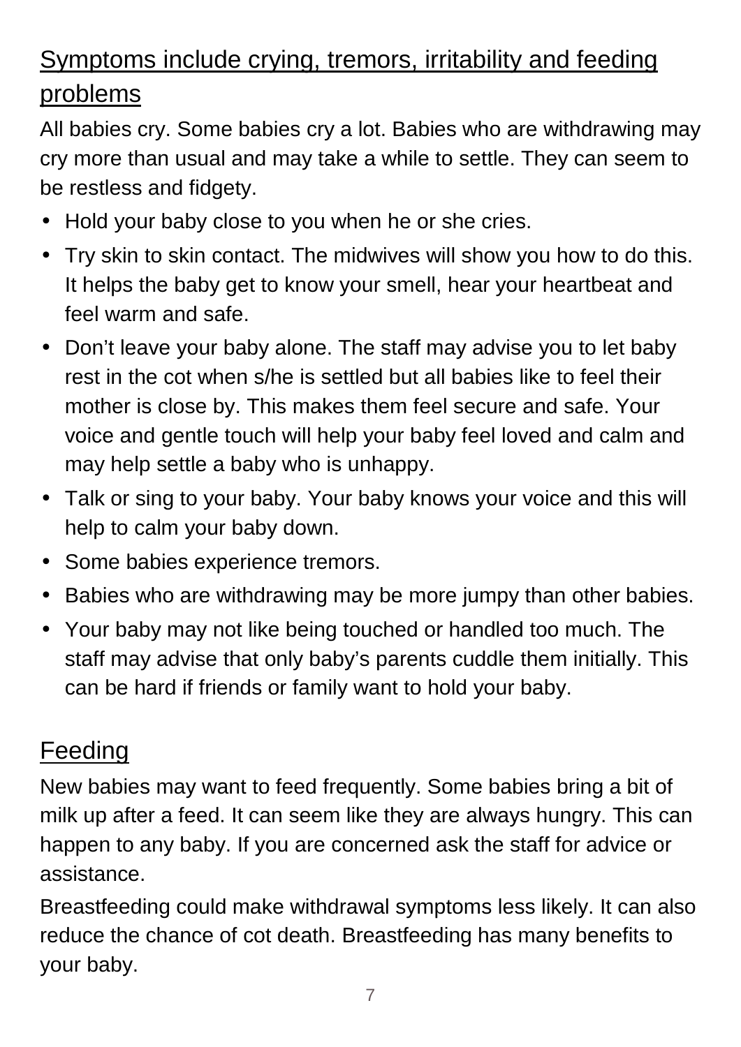## Symptoms include crying, tremors, irritability and feeding problems

All babies cry. Some babies cry a lot. Babies who are withdrawing may cry more than usual and may take a while to settle. They can seem to be restless and fidgety.

- Hold your baby close to you when he or she cries.
- Try skin to skin contact. The midwives will show you how to do this. It helps the baby get to know your smell, hear your heartbeat and feel warm and safe.
- Don't leave your baby alone. The staff may advise you to let baby rest in the cot when s/he is settled but all babies like to feel their mother is close by. This makes them feel secure and safe. Your voice and gentle touch will help your baby feel loved and calm and may help settle a baby who is unhappy.
- Talk or sing to your baby. Your baby knows your voice and this will help to calm your baby down.
- Some babies experience tremors.
- Babies who are withdrawing may be more jumpy than other babies.
- Your baby may not like being touched or handled too much. The staff may advise that only baby's parents cuddle them initially. This can be hard if friends or family want to hold your baby.

## Feeding

New babies may want to feed frequently. Some babies bring a bit of milk up after a feed. It can seem like they are always hungry. This can happen to any baby. If you are concerned ask the staff for advice or assistance.

Breastfeeding could make withdrawal symptoms less likely. It can also reduce the chance of cot death. Breastfeeding has many benefits to your baby.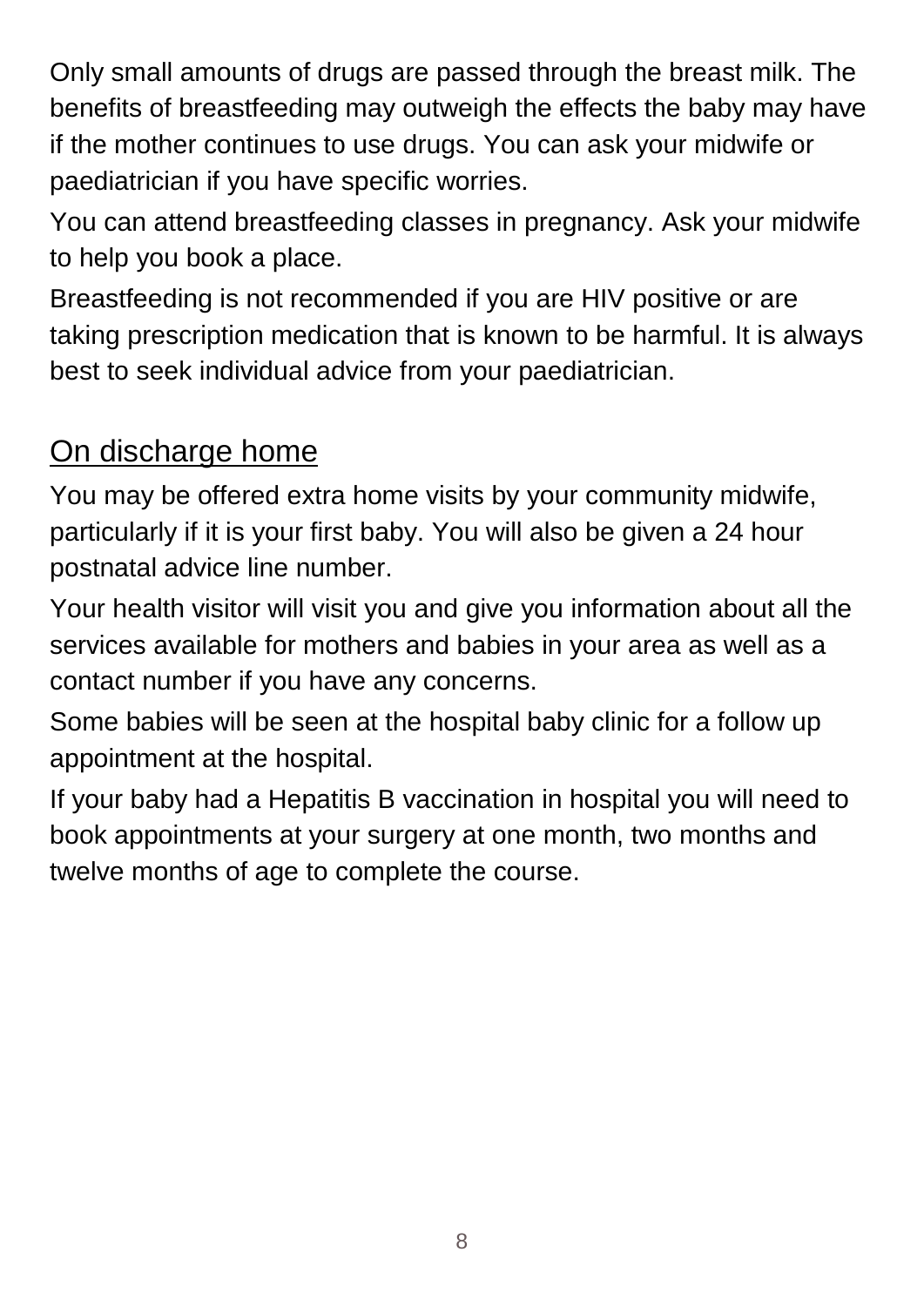Only small amounts of drugs are passed through the breast milk. The benefits of breastfeeding may outweigh the effects the baby may have if the mother continues to use drugs. You can ask your midwife or paediatrician if you have specific worries.

You can attend breastfeeding classes in pregnancy. Ask your midwife to help you book a place.

Breastfeeding is not recommended if you are HIV positive or are taking prescription medication that is known to be harmful. It is always best to seek individual advice from your paediatrician.

## On discharge home

You may be offered extra home visits by your community midwife, particularly if it is your first baby. You will also be given a 24 hour postnatal advice line number.

Your health visitor will visit you and give you information about all the services available for mothers and babies in your area as well as a contact number if you have any concerns.

Some babies will be seen at the hospital baby clinic for a follow up appointment at the hospital.

If your baby had a Hepatitis B vaccination in hospital you will need to book appointments at your surgery at one month, two months and twelve months of age to complete the course.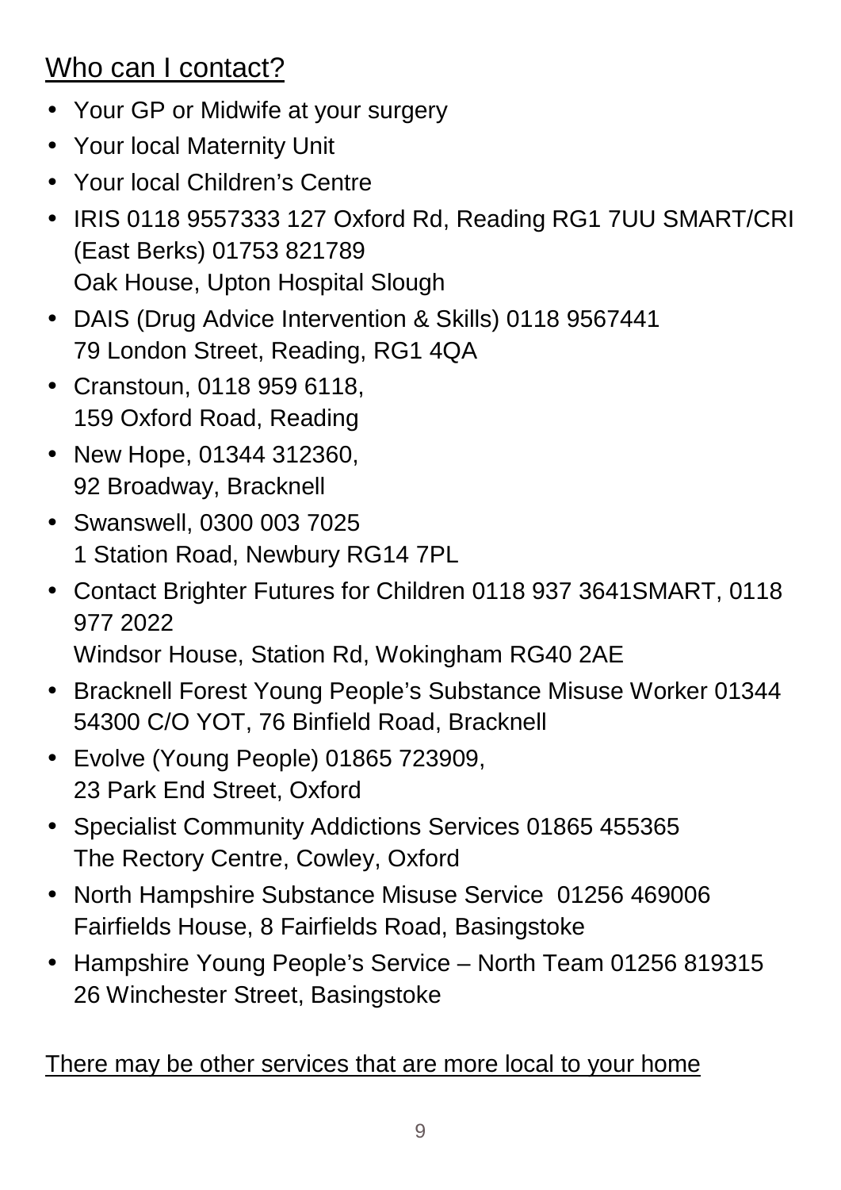## Who can I contact?

- Your GP or Midwife at your surgery
- Your local Maternity Unit
- Your local Children's Centre
- IRIS 0118 9557333 127 Oxford Rd, Reading RG1 7UU SMART/CRI (East Berks) 01753 821789
  Oak House, Upton Hospital Slough
- DAIS (Drug Advice Intervention & Skills) 0118 9567441
  79 London Street, Reading, RG1 4QA
- Cranstoun, 0118 959 6118,
  159 Oxford Road, Reading
- New Hope, 01344 312360,
  92 Broadway, Bracknell
- Swanswell, 0300 003 7025
  1 Station Road, Newbury RG14 7PL
- Contact Brighter Futures for Children 0118 937 3641SMART, 0118 977 2022
  Windsor House, Station Rd, Wokingham RG40 2AE
- Bracknell Forest Young People's Substance Misuse Worker 01344 54300 C/O YOT, 76 Binfield Road, Bracknell
- Evolve (Young People) 01865 723909,
  23 Park End Street, Oxford
- Specialist Community Addictions Services 01865 455365
  The Rectory Centre, Cowley, Oxford
- North Hampshire Substance Misuse Service 01256 469006
  Fairfields House, 8 Fairfields Road, Basingstoke
- Hampshire Young People's Service – North Team 01256 819315
  26 Winchester Street, Basingstoke

There may be other services that are more local to your home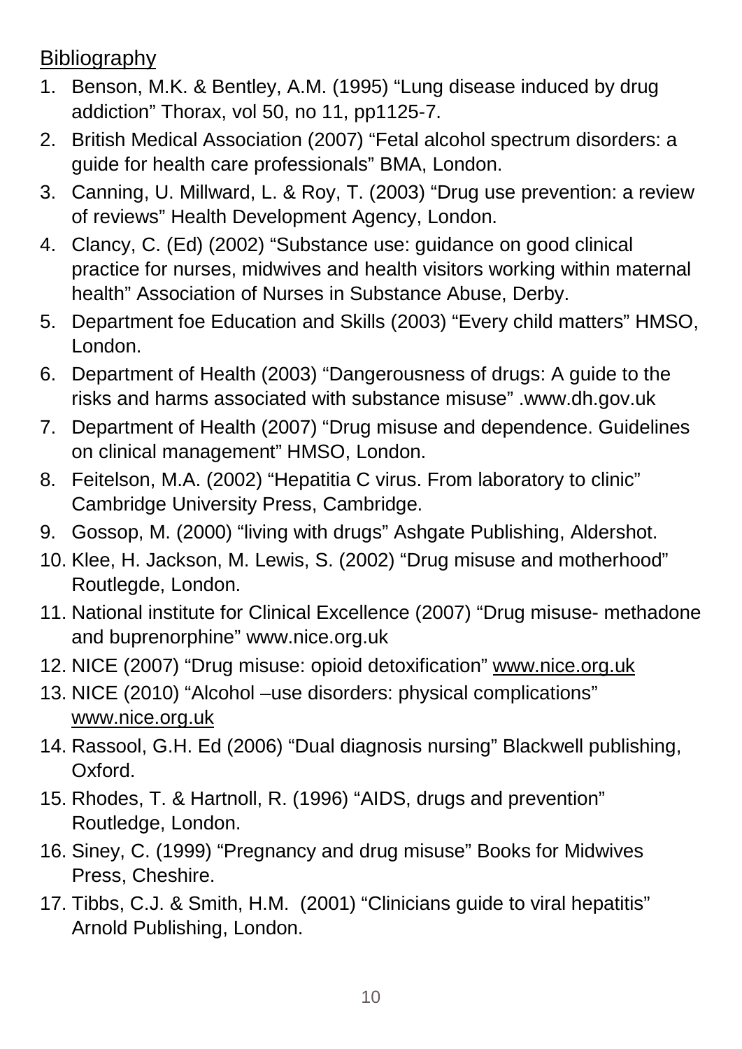Bibliography

1. Benson, M.K. & Bentley, A.M. (1995) “Lung disease induced by drug addiction” Thorax, vol 50, no 11, pp1125-7.
2. British Medical Association (2007) “Fetal alcohol spectrum disorders: a guide for health care professionals” BMA, London.
3. Canning, U. Millward, L. & Roy, T. (2003) “Drug use prevention: a review of reviews” Health Development Agency, London.
4. Clancy, C. (Ed) (2002) “Substance use: guidance on good clinical practice for nurses, midwives and health visitors working within maternal health” Association of Nurses in Substance Abuse, Derby.
5. Department foe Education and Skills (2003) “Every child matters” HMSO, London.
6. Department of Health (2003) “Dangerousness of drugs: A guide to the risks and harms associated with substance misuse” .www.dh.gov.uk
7. Department of Health (2007) “Drug misuse and dependence. Guidelines on clinical management” HMSO, London.
8. Feitelson, M.A. (2002) “Hepatitia C virus. From laboratory to clinic” Cambridge University Press, Cambridge.
9. Gossop, M. (2000) “living with drugs” Ashgate Publishing, Aldershot.
10. Klee, H. Jackson, M. Lewis, S. (2002) “Drug misuse and motherhood” Routlegde, London.
11. National institute for Clinical Excellence (2007) “Drug misuse- methadone and buprenorphine” www.nice.org.uk
12. NICE (2007) “Drug misuse: opioid detoxification” www.nice.org.uk
13. NICE (2010) “Alcohol –use disorders: physical complications” www.nice.org.uk
14. Rassool, G.H. Ed (2006) “Dual diagnosis nursing” Blackwell publishing, Oxford.
15. Rhodes, T. & Hartnoll, R. (1996) “AIDS, drugs and prevention” Routledge, London.
16. Siney, C. (1999) “Pregnancy and drug misuse” Books for Midwives Press, Cheshire.
17. Tibbs, C.J. & Smith, H.M. (2001) “Clinicians guide to viral hepatitis” Arnold Publishing, London.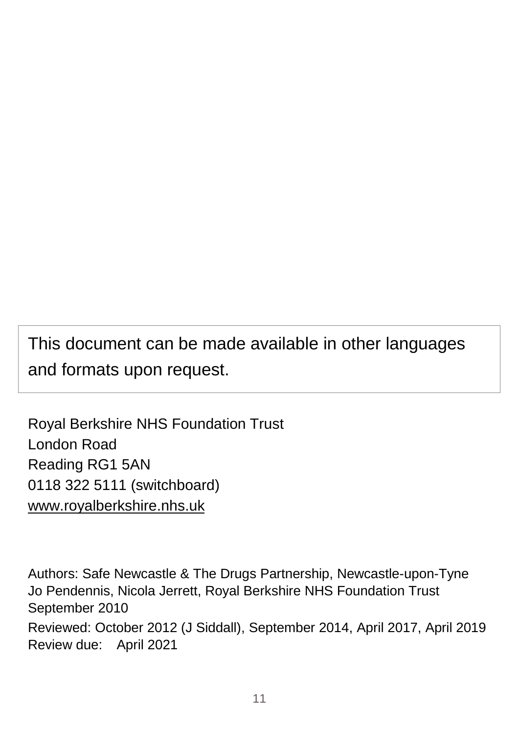This document can be made available in other languages and formats upon request.

Royal Berkshire NHS Foundation Trust
London Road
Reading RG1 5AN
0118 322 5111 (switchboard)
www.royalberkshire.nhs.uk

Authors: Safe Newcastle & The Drugs Partnership, Newcastle-upon-Tyne
Jo Pendennis, Nicola Jerrett, Royal Berkshire NHS Foundation Trust
September 2010
Reviewed: October 2012 (J Siddall), September 2014, April 2017, April 2019
Review due: April 2021